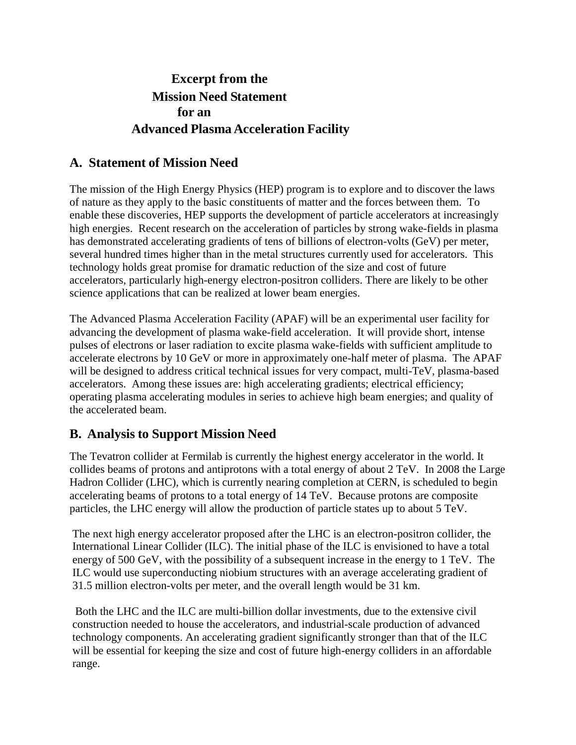# Excerpt from the Mission Need Statement for an Advanced Plasma Acceleration Facility

## A. Statement of Mission Need

The mission of the High Energy Physics (HEP) program is to explore and to discover the laws of nature as they apply to the basic constituents of matter and the forces between them. To enable these discoveries, HEP supports the development of particle accelerators at increasingly high energies. Recent research on the acceleration of particles by strong wake-fields in plasma has demonstrated accelerating gradients of tens of billions of electron-volts (GeV) per meter, several hundred times higher than in the metal structures currently used for accelerators. This technology holds great promise for dramatic reduction of the size and cost of future accelerators, particularly high-energy electron-positron colliders. There are likely to be other science applications that can be realized at lower beam energies.

The Advanced Plasma Acceleration Facility (APAF) will be an experimental user facility for advancing the development of plasma wake-field acceleration. It will provide short, intense pulses of electrons or laser radiation to excite plasma wake-fields with sufficient amplitude to accelerate electrons by 10 GeV or more in approximately one-half meter of plasma. The APAF will be designed to address critical technical issues for very compact, multi-TeV, plasma-based accelerators. Among these issues are: high accelerating gradients; electrical efficiency; operating plasma accelerating modules in series to achieve high beam energies; and quality of the accelerated beam.

## B. Analysis to Support Mission Need

The Tevatron collider at Fermilab is currently the highest energy accelerator in the world. It collides beams of protons and antiprotons with a total energy of about 2 TeV. In 2008 the Large Hadron Collider (LHC), which is currently nearing completion at CERN, is scheduled to begin accelerating beams of protons to a total energy of 14 TeV. Because protons are composite particles, the LHC energy will allow the production of particle states up to about 5 TeV.

The next high energy accelerator proposed after the LHC is an electron-positron collider, the International Linear Collider (ILC). The initial phase of the ILC is envisioned to have a total energy of 500 GeV, with the possibility of a subsequent increase in the energy to 1 TeV. The ILC would use superconducting niobium structures with an average accelerating gradient of 31.5 million electron-volts per meter, and the overall length would be 31 km.

Both the LHC and the ILC are multi-billion dollar investments, due to the extensive civil construction needed to house the accelerators, and industrial-scale production of advanced technology components. An accelerating gradient significantly stronger than that of the ILC will be essential for keeping the size and cost of future high-energy colliders in an affordable range.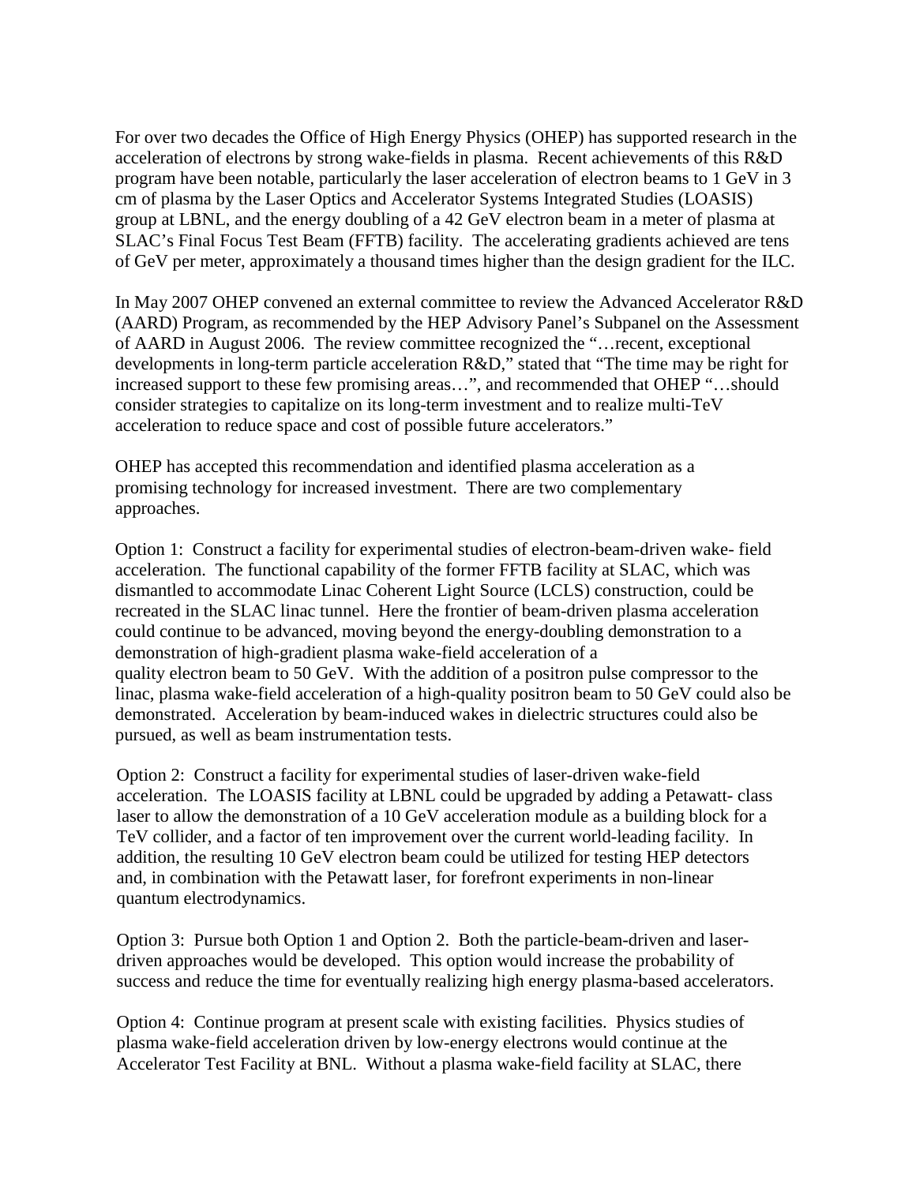For over two decades the Office of High Energy Physics (OHEP) has supported research in the acceleration of electrons by strong wake-fields in plasma. Recent achievements of this R&D program have been notable, particularly the laser acceleration of electron beams to 1 GeV in 3 cm of plasma by the Laser Optics and Accelerator Systems Integrated Studies (LOASIS) group at LBNL, and the energy doubling of a 42 GeV electron beam in a meter of plasma at SLAC's Final Focus Test Beam (FFTB) facility. The accelerating gradients achieved are tens of GeV per meter, approximately a thousand times higher than the design gradient for the ILC.

In May 2007 OHEP convened an external committee to review the Advanced Accelerator R&D (AARD) Program, as recommended by the HEP Advisory Panel's Subpanel on the Assessment of AARD in August 2006. The review committee recognized the "…recent, exceptional developments in long-term particle acceleration R&D," stated that "The time may be right for increased support to these few promising areas…", and recommended that OHEP "…should consider strategies to capitalize on its long-term investment and to realize multi-TeV acceleration to reduce space and cost of possible future accelerators."

OHEP has accepted this recommendation and identified plasma acceleration as a promising technology for increased investment. There are two complementary approaches.

Option 1: Construct a facility for experimental studies of electron-beam-driven wake- field acceleration. The functional capability of the former FFTB facility at SLAC, which was dismantled to accommodate Linac Coherent Light Source (LCLS) construction, could be recreated in the SLAC linac tunnel. Here the frontier of beam-driven plasma acceleration could continue to be advanced, moving beyond the energy-doubling demonstration to a demonstration of high-gradient plasma wake-field acceleration of a quality electron beam to 50 GeV. With the addition of a positron pulse compressor to the linac, plasma wake-field acceleration of a high-quality positron beam to 50 GeV could also be demonstrated. Acceleration by beam-induced wakes in dielectric structures could also be pursued, as well as beam instrumentation tests.

Option 2: Construct a facility for experimental studies of laser-driven wake-field acceleration. The LOASIS facility at LBNL could be upgraded by adding a Petawatt- class laser to allow the demonstration of a 10 GeV acceleration module as a building block for a TeV collider, and a factor of ten improvement over the current world-leading facility. In addition, the resulting 10 GeV electron beam could be utilized for testing HEP detectors and, in combination with the Petawatt laser, for forefront experiments in non-linear quantum electrodynamics.

Option 3: Pursue both Option 1 and Option 2. Both the particle-beam-driven and laser-driven approaches would be developed. This option would increase the probability of success and reduce the time for eventually realizing high energy plasma-based accelerators.

Option 4: Continue program at present scale with existing facilities. Physics studies of plasma wake-field acceleration driven by low-energy electrons would continue at the Accelerator Test Facility at BNL. Without a plasma wake-field facility at SLAC, there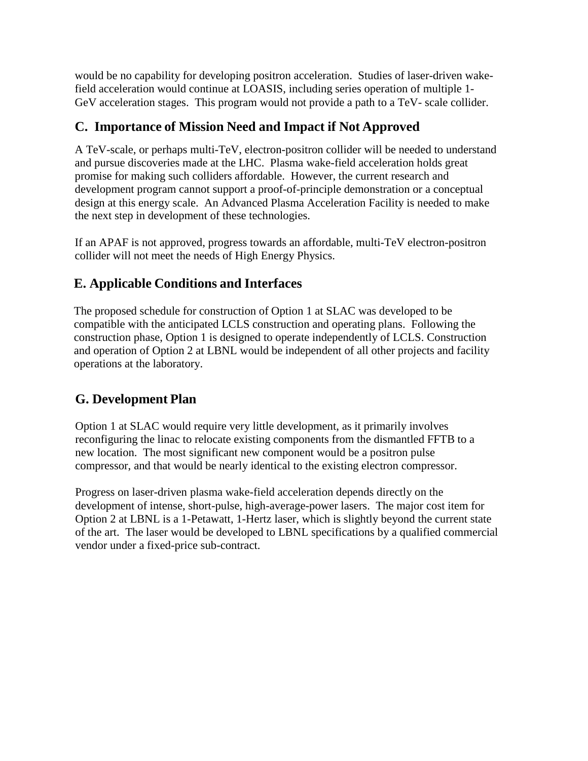would be no capability for developing positron acceleration. Studies of laser-driven wake-field acceleration would continue at LOASIS, including series operation of multiple 1-GeV acceleration stages. This program would not provide a path to a TeV- scale collider.

## C. Importance of Mission Need and Impact if Not Approved

A TeV-scale, or perhaps multi-TeV, electron-positron collider will be needed to understand and pursue discoveries made at the LHC. Plasma wake-field acceleration holds great promise for making such colliders affordable. However, the current research and development program cannot support a proof-of-principle demonstration or a conceptual design at this energy scale. An Advanced Plasma Acceleration Facility is needed to make the next step in development of these technologies.

If an APAF is not approved, progress towards an affordable, multi-TeV electron-positron collider will not meet the needs of High Energy Physics.

## E. Applicable Conditions and Interfaces

The proposed schedule for construction of Option 1 at SLAC was developed to be compatible with the anticipated LCLS construction and operating plans. Following the construction phase, Option 1 is designed to operate independently of LCLS. Construction and operation of Option 2 at LBNL would be independent of all other projects and facility operations at the laboratory.

## G. Development Plan

Option 1 at SLAC would require very little development, as it primarily involves reconfiguring the linac to relocate existing components from the dismantled FFTB to a new location. The most significant new component would be a positron pulse compressor, and that would be nearly identical to the existing electron compressor.

Progress on laser-driven plasma wake-field acceleration depends directly on the development of intense, short-pulse, high-average-power lasers. The major cost item for Option 2 at LBNL is a 1-Petawatt, 1-Hertz laser, which is slightly beyond the current state of the art. The laser would be developed to LBNL specifications by a qualified commercial vendor under a fixed-price sub-contract.